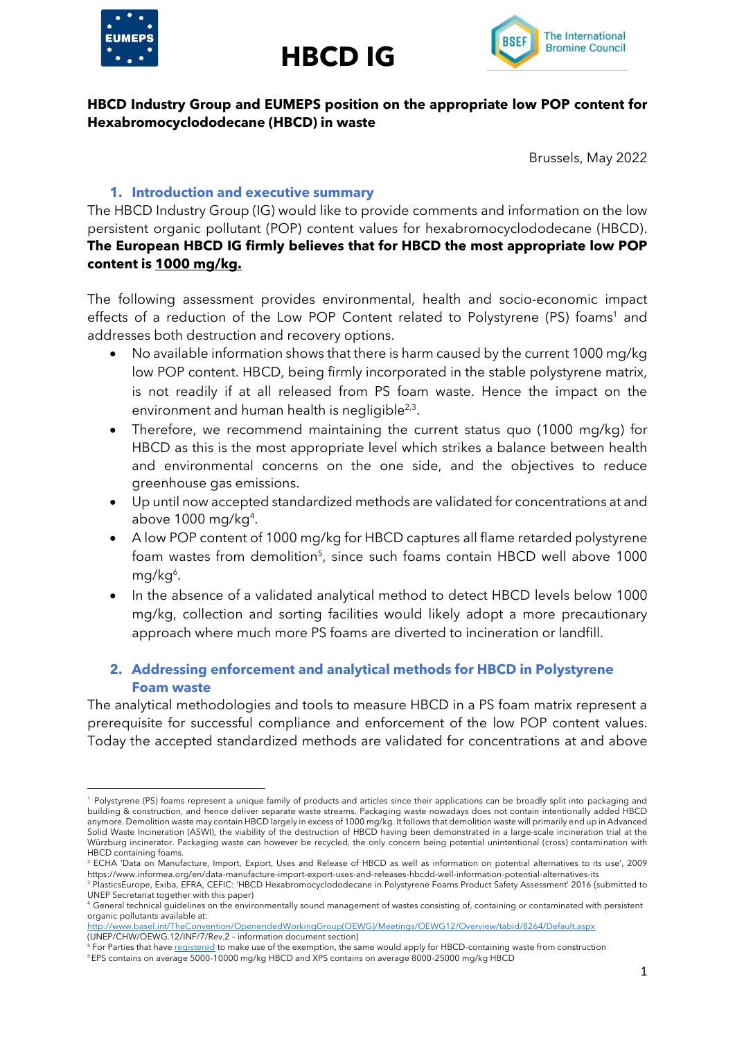# HBCD IG

**HBCD Industry Group and EUMEPS position on the appropriate low POP content for Hexabromocyclododecane (HBCD) in waste**

Brussels, May 2022

## 1. Introduction and executive summary

The HBCD Industry Group (IG) would like to provide comments and information on the low persistent organic pollutant (POP) content values for hexabromocyclododecane (HBCD). **The European HBCD IG firmly believes that for HBCD the most appropriate low POP content is <u>1000 mg/kg.</u>**

The following assessment provides environmental, health and socio-economic impact effects of a reduction of the Low POP Content related to Polystyrene (PS) foams[1] and addresses both destruction and recovery options.

- No available information shows that there is harm caused by the current 1000 mg/kg low POP content. HBCD, being firmly incorporated in the stable polystyrene matrix, is not readily if at all released from PS foam waste. Hence the impact on the environment and human health is negligible[2,3].
- Therefore, we recommend maintaining the current status quo (1000 mg/kg) for HBCD as this is the most appropriate level which strikes a balance between health and environmental concerns on the one side, and the objectives to reduce greenhouse gas emissions.
- Up until now accepted standardized methods are validated for concentrations at and above 1000 mg/kg[4].
- A low POP content of 1000 mg/kg for HBCD captures all flame retarded polystyrene foam wastes from demolition[5], since such foams contain HBCD well above 1000 mg/kg[6].
- In the absence of a validated analytical method to detect HBCD levels below 1000 mg/kg, collection and sorting facilities would likely adopt a more precautionary approach where much more PS foams are diverted to incineration or landfill.

## 2. Addressing enforcement and analytical methods for HBCD in Polystyrene Foam waste

The analytical methodologies and tools to measure HBCD in a PS foam matrix represent a prerequisite for successful compliance and enforcement of the low POP content values. Today the accepted standardized methods are validated for concentrations at and above

---

[1] Polystyrene (PS) foams represent a unique family of products and articles since their applications can be broadly split into packaging and building & construction, and hence deliver separate waste streams. Packaging waste nowadays does not contain intentionally added HBCD anymore. Demolition waste may contain HBCD largely in excess of 1000 mg/kg. It follows that demolition waste will primarily end up in Advanced Solid Waste Incineration (ASWI), the viability of the destruction of HBCD having been demonstrated in a large-scale incineration trial at the Würzburg incinerator. Packaging waste can however be recycled, the only concern being potential unintentional (cross) contamination with HBCD containing foams.

[2] ECHA 'Data on Manufacture, Import, Export, Uses and Release of HBCD as well as information on potential alternatives to its use', 2009 https://www.informea.org/en/data-manufacture-import-export-uses-and-releases-hbcdd-well-information-potential-alternatives-its

[3] PlasticsEurope, Exiba, EFRA, CEFIC: 'HBCD Hexabromocyclododecane in Polystyrene Foams Product Safety Assessment' 2016 (submitted to UNEP Secretariat together with this paper)

[4] General technical guidelines on the environmentally sound management of wastes consisting of, containing or contaminated with persistent organic pollutants available at: http://www.basel.int/TheConvention/OpenendedWorkingGroup(OEWG)/Meetings/OEWG12/Overview/tabid/8264/Default.aspx (UNEP/CHW/OEWG.12/INF/7/Rev.2 – information document section)

[5] For Parties that have registered to make use of the exemption, the same would apply for HBCD-containing waste from construction

[6] EPS contains on average 5000-10000 mg/kg HBCD and XPS contains on average 8000-25000 mg/kg HBCD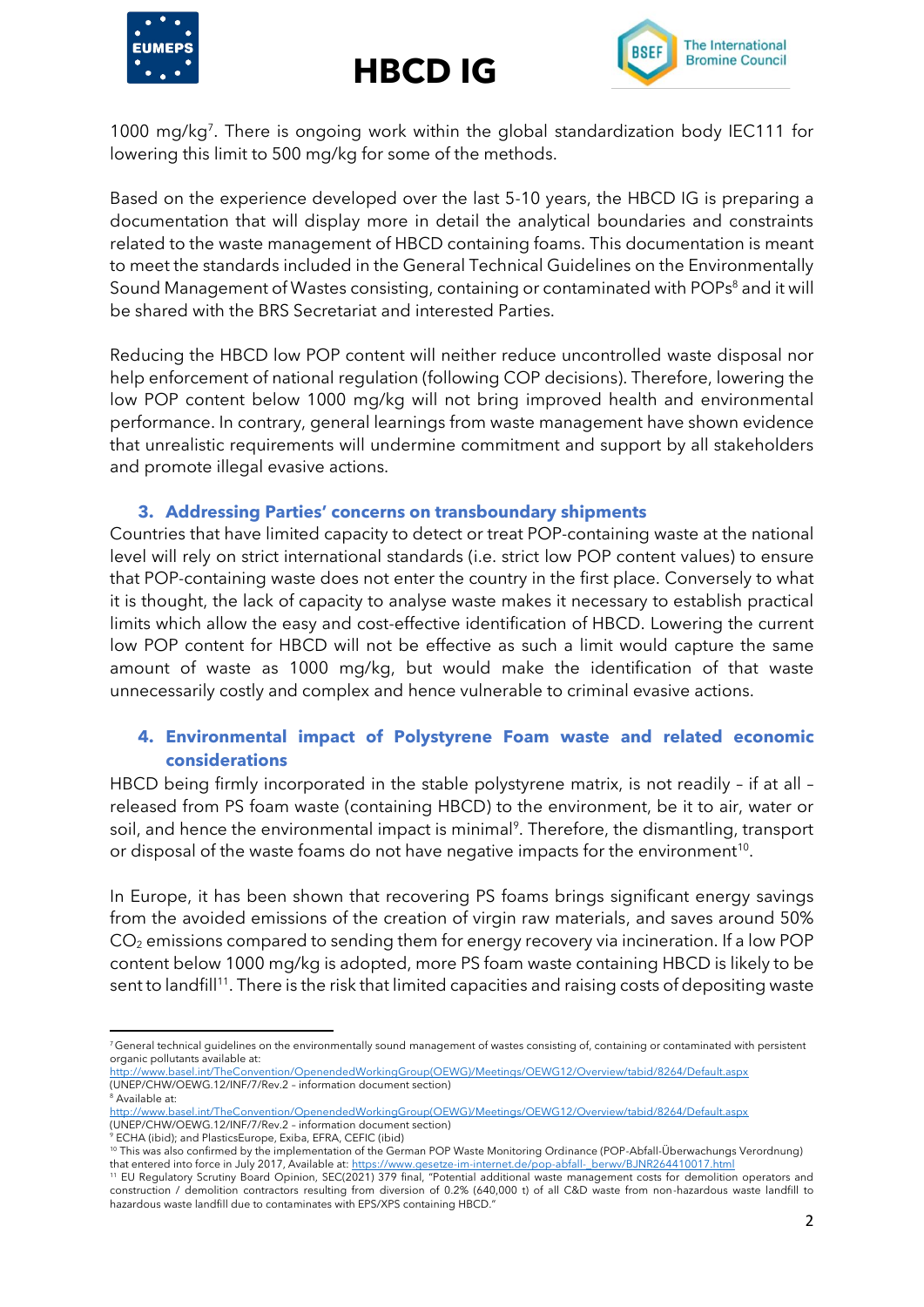1000 mg/kg[7]. There is ongoing work within the global standardization body IEC111 for lowering this limit to 500 mg/kg for some of the methods.

Based on the experience developed over the last 5-10 years, the HBCD IG is preparing a documentation that will display more in detail the analytical boundaries and constraints related to the waste management of HBCD containing foams. This documentation is meant to meet the standards included in the General Technical Guidelines on the Environmentally Sound Management of Wastes consisting, containing or contaminated with POPs[8] and it will be shared with the BRS Secretariat and interested Parties.

Reducing the HBCD low POP content will neither reduce uncontrolled waste disposal nor help enforcement of national regulation (following COP decisions). Therefore, lowering the low POP content below 1000 mg/kg will not bring improved health and environmental performance. In contrary, general learnings from waste management have shown evidence that unrealistic requirements will undermine commitment and support by all stakeholders and promote illegal evasive actions.

### 3. Addressing Parties' concerns on transboundary shipments

Countries that have limited capacity to detect or treat POP-containing waste at the national level will rely on strict international standards (i.e. strict low POP content values) to ensure that POP-containing waste does not enter the country in the first place. Conversely to what it is thought, the lack of capacity to analyse waste makes it necessary to establish practical limits which allow the easy and cost-effective identification of HBCD. Lowering the current low POP content for HBCD will not be effective as such a limit would capture the same amount of waste as 1000 mg/kg, but would make the identification of that waste unnecessarily costly and complex and hence vulnerable to criminal evasive actions.

### 4. Environmental impact of Polystyrene Foam waste and related economic considerations

HBCD being firmly incorporated in the stable polystyrene matrix, is not readily – if at all – released from PS foam waste (containing HBCD) to the environment, be it to air, water or soil, and hence the environmental impact is minimal[9]. Therefore, the dismantling, transport or disposal of the waste foams do not have negative impacts for the environment[10].

In Europe, it has been shown that recovering PS foams brings significant energy savings from the avoided emissions of the creation of virgin raw materials, and saves around 50% $CO_2$ emissions compared to sending them for energy recovery via incineration. If a low POP content below 1000 mg/kg is adopted, more PS foam waste containing HBCD is likely to be sent to landfill[11]. There is the risk that limited capacities and raising costs of depositing waste

---

[7] General technical guidelines on the environmentally sound management of wastes consisting of, containing or contaminated with persistent organic pollutants available at: http://www.basel.int/TheConvention/OpenendedWorkingGroup(OEWG)/Meetings/OEWG12/Overview/tabid/8264/Default.aspx (UNEP/CHW/OEWG.12/INF/7/Rev.2 – information document section)

[8] Available at: http://www.basel.int/TheConvention/OpenendedWorkingGroup(OEWG)/Meetings/OEWG12/Overview/tabid/8264/Default.aspx (UNEP/CHW/OEWG.12/INF/7/Rev.2 – information document section)

[9] ECHA (ibid); and PlasticsEurope, Exiba, EFRA, CEFIC (ibid)

[10] This was also confirmed by the implementation of the German POP Waste Monitoring Ordinance (POP-Abfall-Überwachungs Verordnung) that entered into force in July 2017, Available at: https://www.gesetze-im-internet.de/pop-abfall-_berwv/BJNR264410017.html

[11] EU Regulatory Scrutiny Board Opinion, SEC(2021) 379 final, "Potential additional waste management costs for demolition operators and construction / demolition contractors resulting from diversion of 0.2% (640,000 t) of all C&D waste from non-hazardous waste landfill to hazardous waste landfill due to contaminates with EPS/XPS containing HBCD."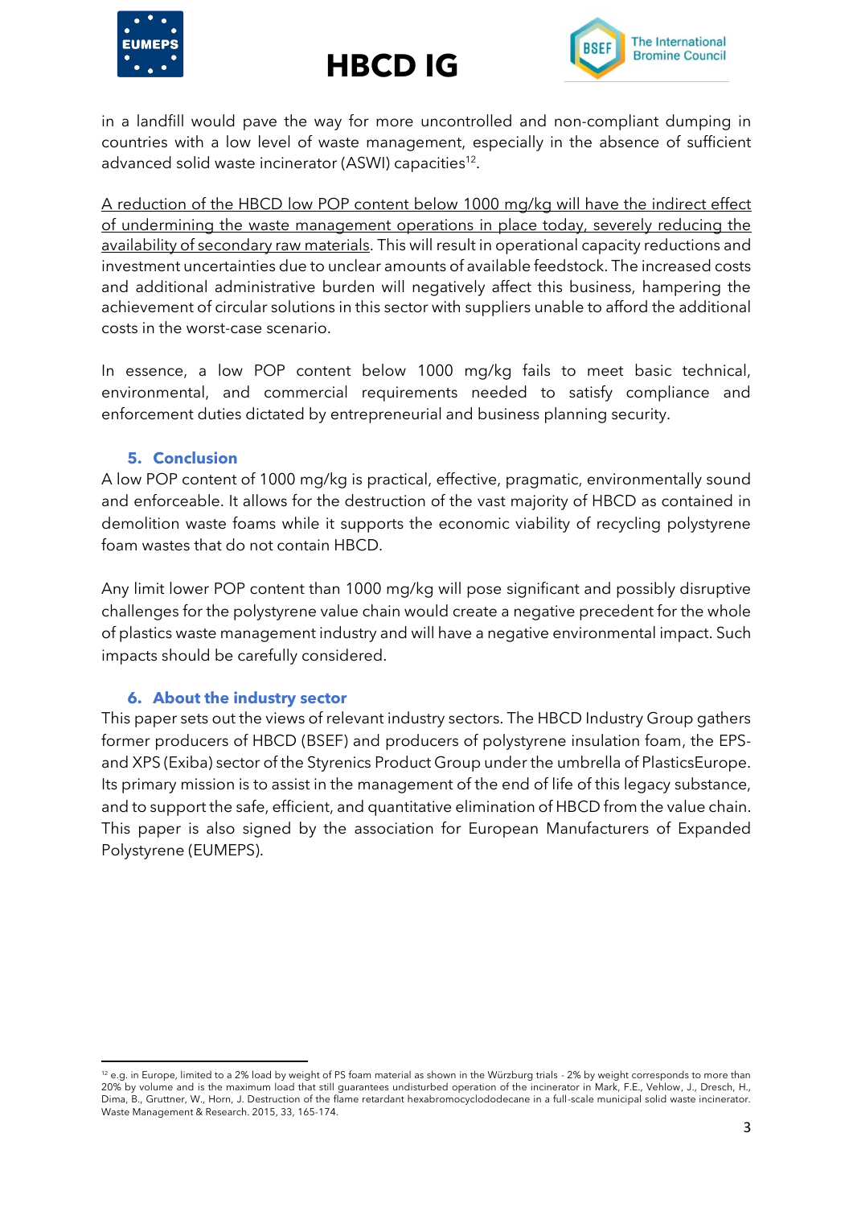in a landfill would pave the way for more uncontrolled and non-compliant dumping in countries with a low level of waste management, especially in the absence of sufficient advanced solid waste incinerator (ASWI) capacities[12].

<u>A reduction of the HBCD low POP content below 1000 mg/kg will have the indirect effect of undermining the waste management operations in place today, severely reducing the availability of secondary raw materials</u>. This will result in operational capacity reductions and investment uncertainties due to unclear amounts of available feedstock. The increased costs and additional administrative burden will negatively affect this business, hampering the achievement of circular solutions in this sector with suppliers unable to afford the additional costs in the worst-case scenario.

In essence, a low POP content below 1000 mg/kg fails to meet basic technical, environmental, and commercial requirements needed to satisfy compliance and enforcement duties dictated by entrepreneurial and business planning security.

## 5. Conclusion

A low POP content of 1000 mg/kg is practical, effective, pragmatic, environmentally sound and enforceable. It allows for the destruction of the vast majority of HBCD as contained in demolition waste foams while it supports the economic viability of recycling polystyrene foam wastes that do not contain HBCD.

Any limit lower POP content than 1000 mg/kg will pose significant and possibly disruptive challenges for the polystyrene value chain would create a negative precedent for the whole of plastics waste management industry and will have a negative environmental impact. Such impacts should be carefully considered.

## 6. About the industry sector

This paper sets out the views of relevant industry sectors. The HBCD Industry Group gathers former producers of HBCD (BSEF) and producers of polystyrene insulation foam, the EPS- and XPS (Exiba) sector of the Styrenics Product Group under the umbrella of PlasticsEurope. Its primary mission is to assist in the management of the end of life of this legacy substance, and to support the safe, efficient, and quantitative elimination of HBCD from the value chain. This paper is also signed by the association for European Manufacturers of Expanded Polystyrene (EUMEPS).

---

[12] e.g. in Europe, limited to a 2% load by weight of PS foam material as shown in the Würzburg trials - 2% by weight corresponds to more than 20% by volume and is the maximum load that still guarantees undisturbed operation of the incinerator in Mark, F.E., Vehlow, J., Dresch, H., Dima, B., Gruttner, W., Horn, J. Destruction of the flame retardant hexabromocyclododecane in a full-scale municipal solid waste incinerator. Waste Management & Research. 2015, 33, 165-174.